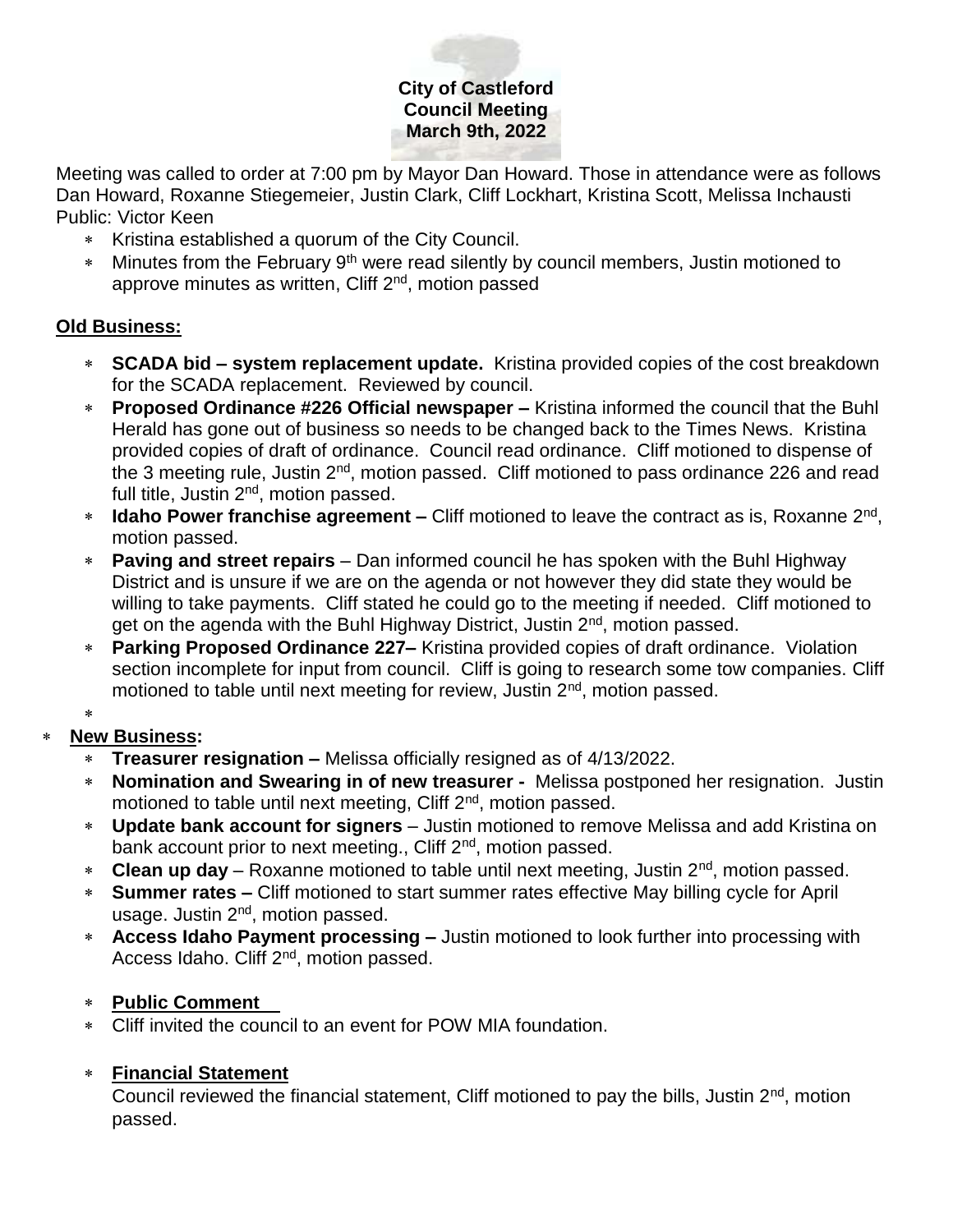**City of Castleford**
**Council Meeting**
**March 9th, 2022**

Meeting was called to order at 7:00 pm by Mayor Dan Howard. Those in attendance were as follows Dan Howard, Roxanne Stiegemeier, Justin Clark, Cliff Lockhart, Kristina Scott, Melissa Inchausti
Public: Victor Keen

- Kristina established a quorum of the City Council.
- Minutes from the February 9th were read silently by council members, Justin motioned to approve minutes as written, Cliff 2nd, motion passed

**Old Business:**

- **SCADA bid – system replacement update.** Kristina provided copies of the cost breakdown for the SCADA replacement. Reviewed by council.
- **Proposed Ordinance #226 Official newspaper –** Kristina informed the council that the Buhl Herald has gone out of business so needs to be changed back to the Times News. Kristina provided copies of draft of ordinance. Council read ordinance. Cliff motioned to dispense of the 3 meeting rule, Justin 2nd, motion passed. Cliff motioned to pass ordinance 226 and read full title, Justin 2nd, motion passed.
- **Idaho Power franchise agreement –** Cliff motioned to leave the contract as is, Roxanne 2nd, motion passed.
- **Paving and street repairs** – Dan informed council he has spoken with the Buhl Highway District and is unsure if we are on the agenda or not however they did state they would be willing to take payments. Cliff stated he could go to the meeting if needed. Cliff motioned to get on the agenda with the Buhl Highway District, Justin 2nd, motion passed.
- **Parking Proposed Ordinance 227–** Kristina provided copies of draft ordinance. Violation section incomplete for input from council. Cliff is going to research some tow companies. Cliff motioned to table until next meeting for review, Justin 2nd, motion passed.

**New Business:**

- **Treasurer resignation –** Melissa officially resigned as of 4/13/2022.
- **Nomination and Swearing in of new treasurer -** Melissa postponed her resignation. Justin motioned to table until next meeting, Cliff 2nd, motion passed.
- **Update bank account for signers** – Justin motioned to remove Melissa and add Kristina on bank account prior to next meeting., Cliff 2nd, motion passed.
- **Clean up day** – Roxanne motioned to table until next meeting, Justin 2nd, motion passed.
- **Summer rates –** Cliff motioned to start summer rates effective May billing cycle for April usage. Justin 2nd, motion passed.
- **Access Idaho Payment processing –** Justin motioned to look further into processing with Access Idaho. Cliff 2nd, motion passed.

- **Public Comment**
- Cliff invited the council to an event for POW MIA foundation.

- **Financial Statement**
  Council reviewed the financial statement, Cliff motioned to pay the bills, Justin 2nd, motion passed.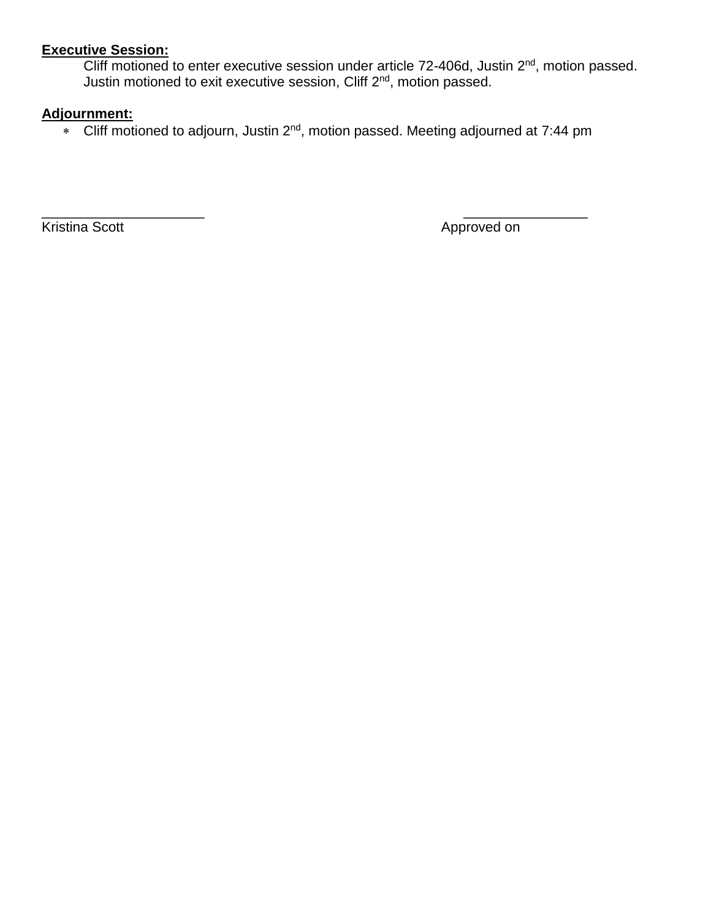**Executive Session:**

Cliff motioned to enter executive session under article 72-406d, Justin 2nd, motion passed.
Justin motioned to exit executive session, Cliff 2nd, motion passed.

**Adjournment:**

* Cliff motioned to adjourn, Justin 2nd, motion passed. Meeting adjourned at 7:44 pm

______________________ ________________
Kristina Scott Approved on